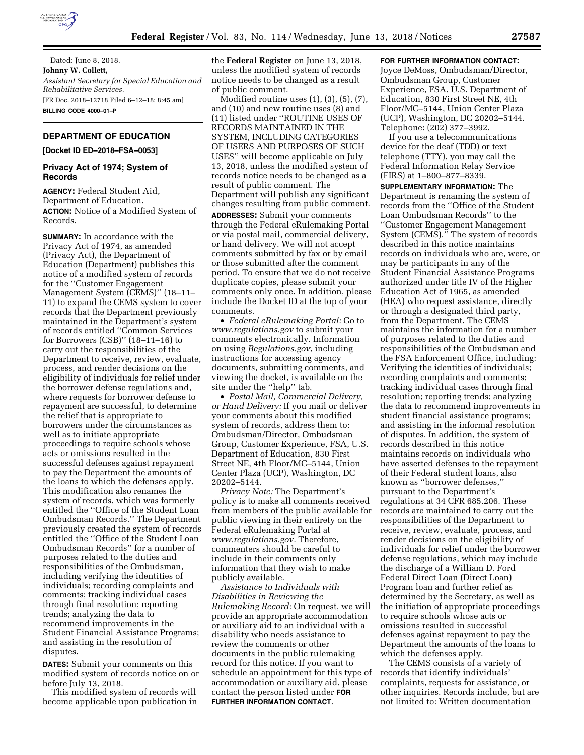Dated: June 8, 2018.

**Johnny W. Collett,**

*Assistant Secretary for Special Education and Rehabilitative Services.*

[FR Doc. 2018–12718 Filed 6–12–18; 8:45 am]

**BILLING CODE 4000–01–P**

## DEPARTMENT OF EDUCATION

**[Docket ID ED–2018–FSA–0053]**

### Privacy Act of 1974; System of Records

**AGENCY:** Federal Student Aid, Department of Education.

**ACTION:** Notice of a Modified System of Records.

**SUMMARY:** In accordance with the Privacy Act of 1974, as amended (Privacy Act), the Department of Education (Department) publishes this notice of a modified system of records for the ''Customer Engagement Management System (CEMS)'' (18–11–11) to expand the CEMS system to cover records that the Department previously maintained in the Department's system of records entitled ''Common Services for Borrowers (CSB)'' (18–11–16) to carry out the responsibilities of the Department to receive, review, evaluate, process, and render decisions on the eligibility of individuals for relief under the borrower defense regulations and, where requests for borrower defense to repayment are successful, to determine the relief that is appropriate to borrowers under the circumstances as well as to initiate appropriate proceedings to require schools whose acts or omissions resulted in the successful defenses against repayment to pay the Department the amounts of the loans to which the defenses apply. This modification also renames the system of records, which was formerly entitled the ''Office of the Student Loan Ombudsman Records.'' The Department previously created the system of records entitled the ''Office of the Student Loan Ombudsman Records'' for a number of purposes related to the duties and responsibilities of the Ombudsman, including verifying the identities of individuals; recording complaints and comments; tracking individual cases through final resolution; reporting trends; analyzing the data to recommend improvements in the Student Financial Assistance Programs; and assisting in the resolution of disputes.

**DATES:** Submit your comments on this modified system of records notice on or before July 13, 2018.

This modified system of records will become applicable upon publication in the **Federal Register** on June 13, 2018, unless the modified system of records notice needs to be changed as a result of public comment.

Modified routine uses (1), (3), (5), (7), and (10) and new routine uses (8) and (11) listed under ''ROUTINE USES OF RECORDS MAINTAINED IN THE SYSTEM, INCLUDING CATEGORIES OF USERS AND PURPOSES OF SUCH USES'' will become applicable on July 13, 2018, unless the modified system of records notice needs to be changed as a result of public comment. The Department will publish any significant changes resulting from public comment.

**ADDRESSES:** Submit your comments through the Federal eRulemaking Portal or via postal mail, commercial delivery, or hand delivery. We will not accept comments submitted by fax or by email or those submitted after the comment period. To ensure that we do not receive duplicate copies, please submit your comments only once. In addition, please include the Docket ID at the top of your comments.

- *Federal eRulemaking Portal:* Go to *www.regulations.gov* to submit your comments electronically. Information on using *Regulations.gov,* including instructions for accessing agency documents, submitting comments, and viewing the docket, is available on the site under the ''help'' tab.
- *Postal Mail, Commercial Delivery, or Hand Delivery:* If you mail or deliver your comments about this modified system of records, address them to: Ombudsman/Director, Ombudsman Group, Customer Experience, FSA, U.S. Department of Education, 830 First Street NE, 4th Floor/MC–5144, Union Center Plaza (UCP), Washington, DC 20202–5144.

*Privacy Note:* The Department's policy is to make all comments received from members of the public available for public viewing in their entirety on the Federal eRulemaking Portal at *www.regulations.gov.* Therefore, commenters should be careful to include in their comments only information that they wish to make publicly available.

*Assistance to Individuals with Disabilities in Reviewing the Rulemaking Record:* On request, we will provide an appropriate accommodation or auxiliary aid to an individual with a disability who needs assistance to review the comments or other documents in the public rulemaking record for this notice. If you want to schedule an appointment for this type of accommodation or auxiliary aid, please contact the person listed under **FOR FURTHER INFORMATION CONTACT**.

**FOR FURTHER INFORMATION CONTACT:** Joyce DeMoss, Ombudsman/Director, Ombudsman Group, Customer Experience, FSA, U.S. Department of Education, 830 First Street NE, 4th Floor/MC–5144, Union Center Plaza (UCP), Washington, DC 20202–5144. Telephone: (202) 377–3992.

If you use a telecommunications device for the deaf (TDD) or text telephone (TTY), you may call the Federal Information Relay Service (FIRS) at 1–800–877–8339.

**SUPPLEMENTARY INFORMATION:** The Department is renaming the system of records from the ''Office of the Student Loan Ombudsman Records'' to the ''Customer Engagement Management System (CEMS).'' The system of records described in this notice maintains records on individuals who are, were, or may be participants in any of the Student Financial Assistance Programs authorized under title IV of the Higher Education Act of 1965, as amended (HEA) who request assistance, directly or through a designated third party, from the Department. The CEMS maintains the information for a number of purposes related to the duties and responsibilities of the Ombudsman and the FSA Enforcement Office, including: Verifying the identities of individuals; recording complaints and comments; tracking individual cases through final resolution; reporting trends; analyzing the data to recommend improvements in student financial assistance programs; and assisting in the informal resolution of disputes. In addition, the system of records described in this notice maintains records on individuals who have asserted defenses to the repayment of their Federal student loans, also known as ''borrower defenses,'' pursuant to the Department's regulations at 34 CFR 685.206. These records are maintained to carry out the responsibilities of the Department to receive, review, evaluate, process, and render decisions on the eligibility of individuals for relief under the borrower defense regulations, which may include the discharge of a William D. Ford Federal Direct Loan (Direct Loan) Program loan and further relief as determined by the Secretary, as well as the initiation of appropriate proceedings to require schools whose acts or omissions resulted in successful defenses against repayment to pay the Department the amounts of the loans to which the defenses apply.

The CEMS consists of a variety of records that identify individuals' complaints, requests for assistance, or other inquiries. Records include, but are not limited to: Written documentation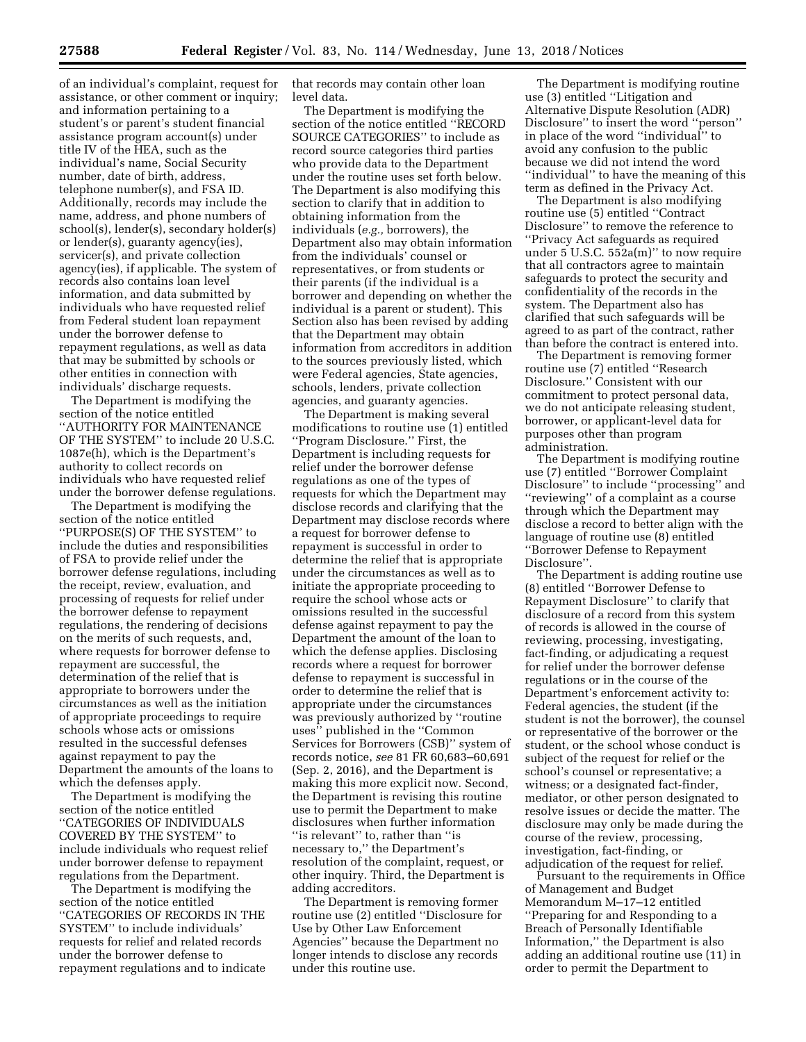of an individual's complaint, request for assistance, or other comment or inquiry; and information pertaining to a student's or parent's student financial assistance program account(s) under title IV of the HEA, such as the individual's name, Social Security number, date of birth, address, telephone number(s), and FSA ID. Additionally, records may include the name, address, and phone numbers of school(s), lender(s), secondary holder(s) or lender(s), guaranty agency(ies), servicer(s), and private collection agency(ies), if applicable. The system of records also contains loan level information, and data submitted by individuals who have requested relief from Federal student loan repayment under the borrower defense to repayment regulations, as well as data that may be submitted by schools or other entities in connection with individuals' discharge requests.

The Department is modifying the section of the notice entitled "AUTHORITY FOR MAINTENANCE OF THE SYSTEM" to include 20 U.S.C. 1087e(h), which is the Department's authority to collect records on individuals who have requested relief under the borrower defense regulations.

The Department is modifying the section of the notice entitled "PURPOSE(S) OF THE SYSTEM" to include the duties and responsibilities of FSA to provide relief under the borrower defense regulations, including the receipt, review, evaluation, and processing of requests for relief under the borrower defense to repayment regulations, the rendering of decisions on the merits of such requests, and, where requests for borrower defense to repayment are successful, the determination of the relief that is appropriate to borrowers under the circumstances as well as the initiation of appropriate proceedings to require schools whose acts or omissions resulted in the successful defenses against repayment to pay the Department the amounts of the loans to which the defenses apply.

The Department is modifying the section of the notice entitled "CATEGORIES OF INDIVIDUALS COVERED BY THE SYSTEM" to include individuals who request relief under borrower defense to repayment regulations from the Department.

The Department is modifying the section of the notice entitled "CATEGORIES OF RECORDS IN THE SYSTEM" to include individuals' requests for relief and related records under the borrower defense to repayment regulations and to indicate that records may contain other loan level data.

The Department is modifying the section of the notice entitled "RECORD SOURCE CATEGORIES" to include as record source categories third parties who provide data to the Department under the routine uses set forth below. The Department is also modifying this section to clarify that in addition to obtaining information from the individuals (*e.g.,* borrowers), the Department also may obtain information from the individuals' counsel or representatives, or from students or their parents (if the individual is a borrower and depending on whether the individual is a parent or student). This Section also has been revised by adding that the Department may obtain information from accreditors in addition to the sources previously listed, which were Federal agencies, State agencies, schools, lenders, private collection agencies, and guaranty agencies.

The Department is making several modifications to routine use (1) entitled "Program Disclosure." First, the Department is including requests for relief under the borrower defense regulations as one of the types of requests for which the Department may disclose records and clarifying that the Department may disclose records where a request for borrower defense to repayment is successful in order to determine the relief that is appropriate under the circumstances as well as to initiate the appropriate proceeding to require the school whose acts or omissions resulted in the successful defense against repayment to pay the Department the amount of the loan to which the defense applies. Disclosing records where a request for borrower defense to repayment is successful in order to determine the relief that is appropriate under the circumstances was previously authorized by "routine uses" published in the "Common Services for Borrowers (CSB)" system of records notice, *see* 81 FR 60,683–60,691 (Sep. 2, 2016), and the Department is making this more explicit now. Second, the Department is revising this routine use to permit the Department to make disclosures when further information "is relevant" to, rather than "is necessary to," the Department's resolution of the complaint, request, or other inquiry. Third, the Department is adding accreditors.

The Department is removing former routine use (2) entitled "Disclosure for Use by Other Law Enforcement Agencies" because the Department no longer intends to disclose any records under this routine use.

The Department is modifying routine use (3) entitled "Litigation and Alternative Dispute Resolution (ADR) Disclosure" to insert the word "person" in place of the word "individual" to avoid any confusion to the public because we did not intend the word "individual" to have the meaning of this term as defined in the Privacy Act.

The Department is also modifying routine use (5) entitled "Contract Disclosure" to remove the reference to "Privacy Act safeguards as required under 5 U.S.C. 552a(m)" to now require that all contractors agree to maintain safeguards to protect the security and confidentiality of the records in the system. The Department also has clarified that such safeguards will be agreed to as part of the contract, rather than before the contract is entered into.

The Department is removing former routine use (7) entitled "Research Disclosure." Consistent with our commitment to protect personal data, we do not anticipate releasing student, borrower, or applicant-level data for purposes other than program administration.

The Department is modifying routine use (7) entitled "Borrower Complaint Disclosure" to include "processing" and "reviewing" of a complaint as a course through which the Department may disclose a record to better align with the language of routine use (8) entitled "Borrower Defense to Repayment Disclosure".

The Department is adding routine use (8) entitled "Borrower Defense to Repayment Disclosure" to clarify that disclosure of a record from this system of records is allowed in the course of reviewing, processing, investigating, fact-finding, or adjudicating a request for relief under the borrower defense regulations or in the course of the Department's enforcement activity to: Federal agencies, the student (if the student is not the borrower), the counsel or representative of the borrower or the student, or the school whose conduct is subject of the request for relief or the school's counsel or representative; a witness; or a designated fact-finder, mediator, or other person designated to resolve issues or decide the matter. The disclosure may only be made during the course of the review, processing, investigation, fact-finding, or adjudication of the request for relief.

Pursuant to the requirements in Office of Management and Budget Memorandum M–17–12 entitled "Preparing for and Responding to a Breach of Personally Identifiable Information," the Department is also adding an additional routine use (11) in order to permit the Department to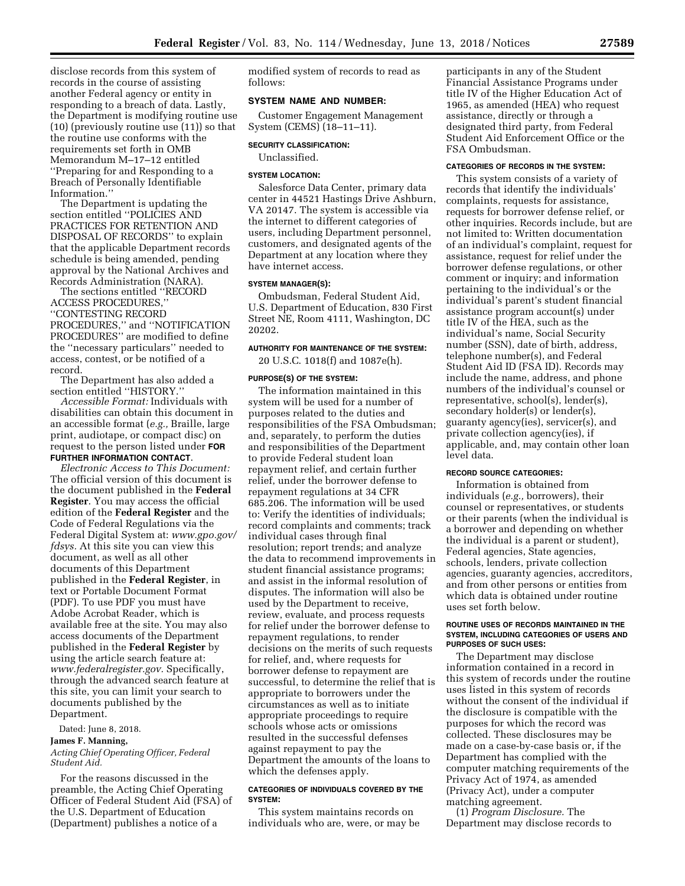disclose records from this system of records in the course of assisting another Federal agency or entity in responding to a breach of data. Lastly, the Department is modifying routine use (10) (previously routine use (11)) so that the routine use conforms with the requirements set forth in OMB Memorandum M–17–12 entitled ''Preparing for and Responding to a Breach of Personally Identifiable Information.''

The Department is updating the section entitled ''POLICIES AND PRACTICES FOR RETENTION AND DISPOSAL OF RECORDS'' to explain that the applicable Department records schedule is being amended, pending approval by the National Archives and Records Administration (NARA).

The sections entitled ''RECORD ACCESS PROCEDURES,'' ''CONTESTING RECORD PROCEDURES,'' and ''NOTIFICATION PROCEDURES'' are modified to define the ''necessary particulars'' needed to access, contest, or be notified of a record.

The Department has also added a section entitled ''HISTORY.''

*Accessible Format:* Individuals with disabilities can obtain this document in an accessible format (*e.g.,* Braille, large print, audiotape, or compact disc) on request to the person listed under **FOR FURTHER INFORMATION CONTACT**.

*Electronic Access to This Document:* The official version of this document is the document published in the **Federal Register**. You may access the official edition of the **Federal Register** and the Code of Federal Regulations via the Federal Digital System at: *www.gpo.gov/fdsys.* At this site you can view this document, as well as all other documents of this Department published in the **Federal Register**, in text or Portable Document Format (PDF). To use PDF you must have Adobe Acrobat Reader, which is available free at the site. You may also access documents of the Department published in the **Federal Register** by using the article search feature at: *www.federalregister.gov.* Specifically, through the advanced search feature at this site, you can limit your search to documents published by the Department.

Dated: June 8, 2018.

**James F. Manning,**

*Acting Chief Operating Officer, Federal Student Aid.*

For the reasons discussed in the preamble, the Acting Chief Operating Officer of Federal Student Aid (FSA) of the U.S. Department of Education (Department) publishes a notice of a modified system of records to read as follows:

## SYSTEM NAME AND NUMBER:

Customer Engagement Management System (CEMS) (18–11–11).

### SECURITY CLASSIFICATION:

Unclassified.

### SYSTEM LOCATION:

Salesforce Data Center, primary data center in 44521 Hastings Drive Ashburn, VA 20147. The system is accessible via the internet to different categories of users, including Department personnel, customers, and designated agents of the Department at any location where they have internet access.

### SYSTEM MANAGER(S):

Ombudsman, Federal Student Aid, U.S. Department of Education, 830 First Street NE, Room 4111, Washington, DC 20202.

### AUTHORITY FOR MAINTENANCE OF THE SYSTEM:

20 U.S.C. 1018(f) and 1087e(h).

### PURPOSE(S) OF THE SYSTEM:

The information maintained in this system will be used for a number of purposes related to the duties and responsibilities of the FSA Ombudsman; and, separately, to perform the duties and responsibilities of the Department to provide Federal student loan repayment relief, and certain further relief, under the borrower defense to repayment regulations at 34 CFR 685.206. The information will be used to: Verify the identities of individuals; record complaints and comments; track individual cases through final resolution; report trends; and analyze the data to recommend improvements in student financial assistance programs; and assist in the informal resolution of disputes. The information will also be used by the Department to receive, review, evaluate, and process requests for relief under the borrower defense to repayment regulations, to render decisions on the merits of such requests for relief, and, where requests for borrower defense to repayment are successful, to determine the relief that is appropriate to borrowers under the circumstances as well as to initiate appropriate proceedings to require schools whose acts or omissions resulted in the successful defenses against repayment to pay the Department the amounts of the loans to which the defenses apply.

### CATEGORIES OF INDIVIDUALS COVERED BY THE SYSTEM:

This system maintains records on individuals who are, were, or may be participants in any of the Student Financial Assistance Programs under title IV of the Higher Education Act of 1965, as amended (HEA) who request assistance, directly or through a designated third party, from Federal Student Aid Enforcement Office or the FSA Ombudsman.

### CATEGORIES OF RECORDS IN THE SYSTEM:

This system consists of a variety of records that identify the individuals' complaints, requests for assistance, requests for borrower defense relief, or other inquiries. Records include, but are not limited to: Written documentation of an individual's complaint, request for assistance, request for relief under the borrower defense regulations, or other comment or inquiry; and information pertaining to the individual's or the individual's parent's student financial assistance program account(s) under title IV of the HEA, such as the individual's name, Social Security number (SSN), date of birth, address, telephone number(s), and Federal Student Aid ID (FSA ID). Records may include the name, address, and phone numbers of the individual's counsel or representative, school(s), lender(s), secondary holder(s) or lender(s), guaranty agency(ies), servicer(s), and private collection agency(ies), if applicable, and, may contain other loan level data.

### RECORD SOURCE CATEGORIES:

Information is obtained from individuals (*e.g.,* borrowers), their counsel or representatives, or students or their parents (when the individual is a borrower and depending on whether the individual is a parent or student), Federal agencies, State agencies, schools, lenders, private collection agencies, guaranty agencies, accreditors, and from other persons or entities from which data is obtained under routine uses set forth below.

### ROUTINE USES OF RECORDS MAINTAINED IN THE SYSTEM, INCLUDING CATEGORIES OF USERS AND PURPOSES OF SUCH USES:

The Department may disclose information contained in a record in this system of records under the routine uses listed in this system of records without the consent of the individual if the disclosure is compatible with the purposes for which the record was collected. These disclosures may be made on a case-by-case basis or, if the Department has complied with the computer matching requirements of the Privacy Act of 1974, as amended (Privacy Act), under a computer matching agreement.

(1) *Program Disclosure.* The Department may disclose records to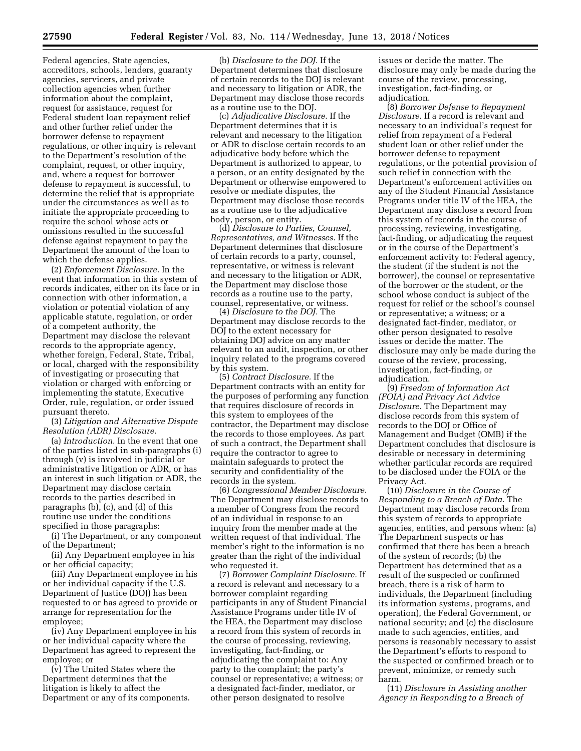Federal agencies, State agencies, accreditors, schools, lenders, guaranty agencies, servicers, and private collection agencies when further information about the complaint, request for assistance, request for Federal student loan repayment relief and other further relief under the borrower defense to repayment regulations, or other inquiry is relevant to the Department's resolution of the complaint, request, or other inquiry, and, where a request for borrower defense to repayment is successful, to determine the relief that is appropriate under the circumstances as well as to initiate the appropriate proceeding to require the school whose acts or omissions resulted in the successful defense against repayment to pay the Department the amount of the loan to which the defense applies.

(2) *Enforcement Disclosure.* In the event that information in this system of records indicates, either on its face or in connection with other information, a violation or potential violation of any applicable statute, regulation, or order of a competent authority, the Department may disclose the relevant records to the appropriate agency, whether foreign, Federal, State, Tribal, or local, charged with the responsibility of investigating or prosecuting that violation or charged with enforcing or implementing the statute, Executive Order, rule, regulation, or order issued pursuant thereto.

(3) *Litigation and Alternative Dispute Resolution (ADR) Disclosure.*

(a) *Introduction.* In the event that one of the parties listed in sub-paragraphs (i) through (v) is involved in judicial or administrative litigation or ADR, or has an interest in such litigation or ADR, the Department may disclose certain records to the parties described in paragraphs (b), (c), and (d) of this routine use under the conditions specified in those paragraphs:

(i) The Department, or any component of the Department;

(ii) Any Department employee in his or her official capacity;

(iii) Any Department employee in his or her individual capacity if the U.S. Department of Justice (DOJ) has been requested to or has agreed to provide or arrange for representation for the employee;

(iv) Any Department employee in his or her individual capacity where the Department has agreed to represent the employee; or

(v) The United States where the Department determines that the litigation is likely to affect the Department or any of its components.

(b) *Disclosure to the DOJ.* If the Department determines that disclosure of certain records to the DOJ is relevant and necessary to litigation or ADR, the Department may disclose those records as a routine use to the DOJ.

(c) *Adjudicative Disclosure.* If the Department determines that it is relevant and necessary to the litigation or ADR to disclose certain records to an adjudicative body before which the Department is authorized to appear, to a person, or an entity designated by the Department or otherwise empowered to resolve or mediate disputes, the Department may disclose those records as a routine use to the adjudicative body, person, or entity.

(d) *Disclosure to Parties, Counsel, Representatives, and Witnesses.* If the Department determines that disclosure of certain records to a party, counsel, representative, or witness is relevant and necessary to the litigation or ADR, the Department may disclose those records as a routine use to the party, counsel, representative, or witness.

(4) *Disclosure to the DOJ.* The Department may disclose records to the DOJ to the extent necessary for obtaining DOJ advice on any matter relevant to an audit, inspection, or other inquiry related to the programs covered by this system.

(5) *Contract Disclosure.* If the Department contracts with an entity for the purposes of performing any function that requires disclosure of records in this system to employees of the contractor, the Department may disclose the records to those employees. As part of such a contract, the Department shall require the contractor to agree to maintain safeguards to protect the security and confidentiality of the records in the system.

(6) *Congressional Member Disclosure.* The Department may disclose records to a member of Congress from the record of an individual in response to an inquiry from the member made at the written request of that individual. The member's right to the information is no greater than the right of the individual who requested it.

(7) *Borrower Complaint Disclosure.* If a record is relevant and necessary to a borrower complaint regarding participants in any of Student Financial Assistance Programs under title IV of the HEA, the Department may disclose a record from this system of records in the course of processing, reviewing, investigating, fact-finding, or adjudicating the complaint to: Any party to the complaint; the party's counsel or representative; a witness; or a designated fact-finder, mediator, or other person designated to resolve issues or decide the matter. The disclosure may only be made during the course of the review, processing, investigation, fact-finding, or adjudication.

(8) *Borrower Defense to Repayment Disclosure.* If a record is relevant and necessary to an individual's request for relief from repayment of a Federal student loan or other relief under the borrower defense to repayment regulations, or the potential provision of such relief in connection with the Department's enforcement activities on any of the Student Financial Assistance Programs under title IV of the HEA, the Department may disclose a record from this system of records in the course of processing, reviewing, investigating, fact-finding, or adjudicating the request or in the course of the Department's enforcement activity to: Federal agency, the student (if the student is not the borrower), the counsel or representative of the borrower or the student, or the school whose conduct is subject of the request for relief or the school's counsel or representative; a witness; or a designated fact-finder, mediator, or other person designated to resolve issues or decide the matter. The disclosure may only be made during the course of the review, processing, investigation, fact-finding, or adjudication.

(9) *Freedom of Information Act (FOIA) and Privacy Act Advice Disclosure.* The Department may disclose records from this system of records to the DOJ or Office of Management and Budget (OMB) if the Department concludes that disclosure is desirable or necessary in determining whether particular records are required to be disclosed under the FOIA or the Privacy Act.

(10) *Disclosure in the Course of Responding to a Breach of Data.* The Department may disclose records from this system of records to appropriate agencies, entities, and persons when: (a) The Department suspects or has confirmed that there has been a breach of the system of records; (b) the Department has determined that as a result of the suspected or confirmed breach, there is a risk of harm to individuals, the Department (including its information systems, programs, and operation), the Federal Government, or national security; and (c) the disclosure made to such agencies, entities, and persons is reasonably necessary to assist the Department's efforts to respond to the suspected or confirmed breach or to prevent, minimize, or remedy such harm.

(11) *Disclosure in Assisting another Agency in Responding to a Breach of*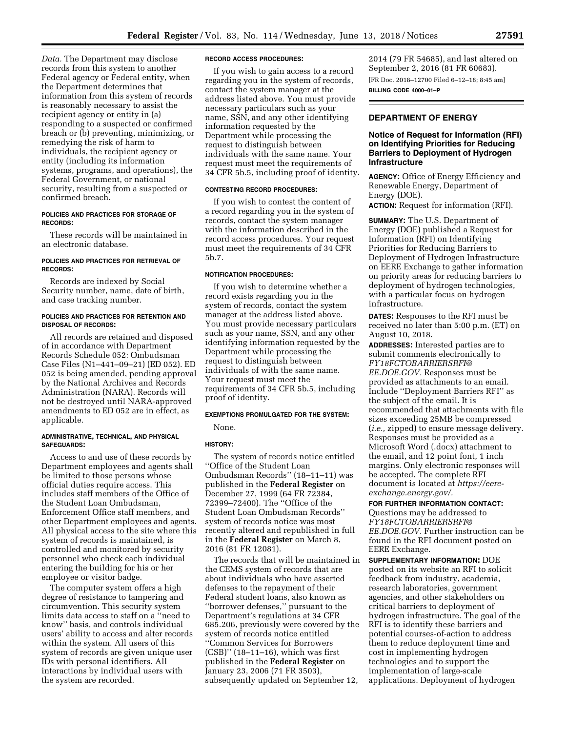*Data.* The Department may disclose records from this system to another Federal agency or Federal entity, when the Department determines that information from this system of records is reasonably necessary to assist the recipient agency or entity in (a) responding to a suspected or confirmed breach or (b) preventing, minimizing, or remedying the risk of harm to individuals, the recipient agency or entity (including its information systems, programs, and operations), the Federal Government, or national security, resulting from a suspected or confirmed breach.

#### POLICIES AND PRACTICES FOR STORAGE OF RECORDS:

These records will be maintained in an electronic database.

#### POLICIES AND PRACTICES FOR RETRIEVAL OF RECORDS:

Records are indexed by Social Security number, name, date of birth, and case tracking number.

#### POLICIES AND PRACTICES FOR RETENTION AND DISPOSAL OF RECORDS:

All records are retained and disposed of in accordance with Department Records Schedule 052: Ombudsman Case Files (N1–441–09–21) (ED 052). ED 052 is being amended, pending approval by the National Archives and Records Administration (NARA). Records will not be destroyed until NARA-approved amendments to ED 052 are in effect, as applicable.

#### ADMINISTRATIVE, TECHNICAL, AND PHYSICAL SAFEGUARDS:

Access to and use of these records by Department employees and agents shall be limited to those persons whose official duties require access. This includes staff members of the Office of the Student Loan Ombudsman, Enforcement Office staff members, and other Department employees and agents. All physical access to the site where this system of records is maintained, is controlled and monitored by security personnel who check each individual entering the building for his or her employee or visitor badge.

The computer system offers a high degree of resistance to tampering and circumvention. This security system limits data access to staff on a ''need to know'' basis, and controls individual users' ability to access and alter records within the system. All users of this system of records are given unique user IDs with personal identifiers. All interactions by individual users with the system are recorded.

#### RECORD ACCESS PROCEDURES:

If you wish to gain access to a record regarding you in the system of records, contact the system manager at the address listed above. You must provide necessary particulars such as your name, SSN, and any other identifying information requested by the Department while processing the request to distinguish between individuals with the same name. Your request must meet the requirements of 34 CFR 5b.5, including proof of identity.

#### CONTESTING RECORD PROCEDURES:

If you wish to contest the content of a record regarding you in the system of records, contact the system manager with the information described in the record access procedures. Your request must meet the requirements of 34 CFR 5b.7.

#### NOTIFICATION PROCEDURES:

If you wish to determine whether a record exists regarding you in the system of records, contact the system manager at the address listed above. You must provide necessary particulars such as your name, SSN, and any other identifying information requested by the Department while processing the request to distinguish between individuals of with the same name. Your request must meet the requirements of 34 CFR 5b.5, including proof of identity.

#### EXEMPTIONS PROMULGATED FOR THE SYSTEM:

None.

#### HISTORY:

The system of records notice entitled ''Office of the Student Loan Ombudsman Records'' (18–11–11) was published in the **Federal Register** on December 27, 1999 (64 FR 72384, 72399–72400). The ''Office of the Student Loan Ombudsman Records'' system of records notice was most recently altered and republished in full in the **Federal Register** on March 8, 2016 (81 FR 12081).

The records that will be maintained in the CEMS system of records that are about individuals who have asserted defenses to the repayment of their Federal student loans, also known as ''borrower defenses,'' pursuant to the Department's regulations at 34 CFR 685.206, previously were covered by the system of records notice entitled ''Common Services for Borrowers (CSB)'' (18–11–16), which was first published in the **Federal Register** on January 23, 2006 (71 FR 3503), subsequently updated on September 12, 2014 (79 FR 54685), and last altered on September 2, 2016 (81 FR 60683).

[FR Doc. 2018–12700 Filed 6–12–18; 8:45 am]

**BILLING CODE 4000–01–P**

## DEPARTMENT OF ENERGY

### Notice of Request for Information (RFI) on Identifying Priorities for Reducing Barriers to Deployment of Hydrogen Infrastructure

**AGENCY:** Office of Energy Efficiency and Renewable Energy, Department of Energy (DOE).

**ACTION:** Request for information (RFI).

**SUMMARY:** The U.S. Department of Energy (DOE) published a Request for Information (RFI) on Identifying Priorities for Reducing Barriers to Deployment of Hydrogen Infrastructure on EERE Exchange to gather information on priority areas for reducing barriers to deployment of hydrogen technologies, with a particular focus on hydrogen infrastructure.

**DATES:** Responses to the RFI must be received no later than 5:00 p.m. (ET) on August 10, 2018.

**ADDRESSES:** Interested parties are to submit comments electronically to *FY18FCTOBARRIERSRFI@EE.DOE.GOV*. Responses must be provided as attachments to an email. Include ''Deployment Barriers RFI'' as the subject of the email. It is recommended that attachments with file sizes exceeding 25MB be compressed (*i.e.,* zipped) to ensure message delivery. Responses must be provided as a Microsoft Word (.docx) attachment to the email, and 12 point font, 1 inch margins. Only electronic responses will be accepted. The complete RFI document is located at *https://eere-exchange.energy.gov/*.

**FOR FURTHER INFORMATION CONTACT:** Questions may be addressed to *FY18FCTOBARRIERSRFI@EE.DOE.GOV*. Further instruction can be found in the RFI document posted on EERE Exchange.

**SUPPLEMENTARY INFORMATION:** DOE posted on its website an RFI to solicit feedback from industry, academia, research laboratories, government agencies, and other stakeholders on critical barriers to deployment of hydrogen infrastructure. The goal of the RFI is to identify these barriers and potential courses-of-action to address them to reduce deployment time and cost in implementing hydrogen technologies and to support the implementation of large-scale applications. Deployment of hydrogen